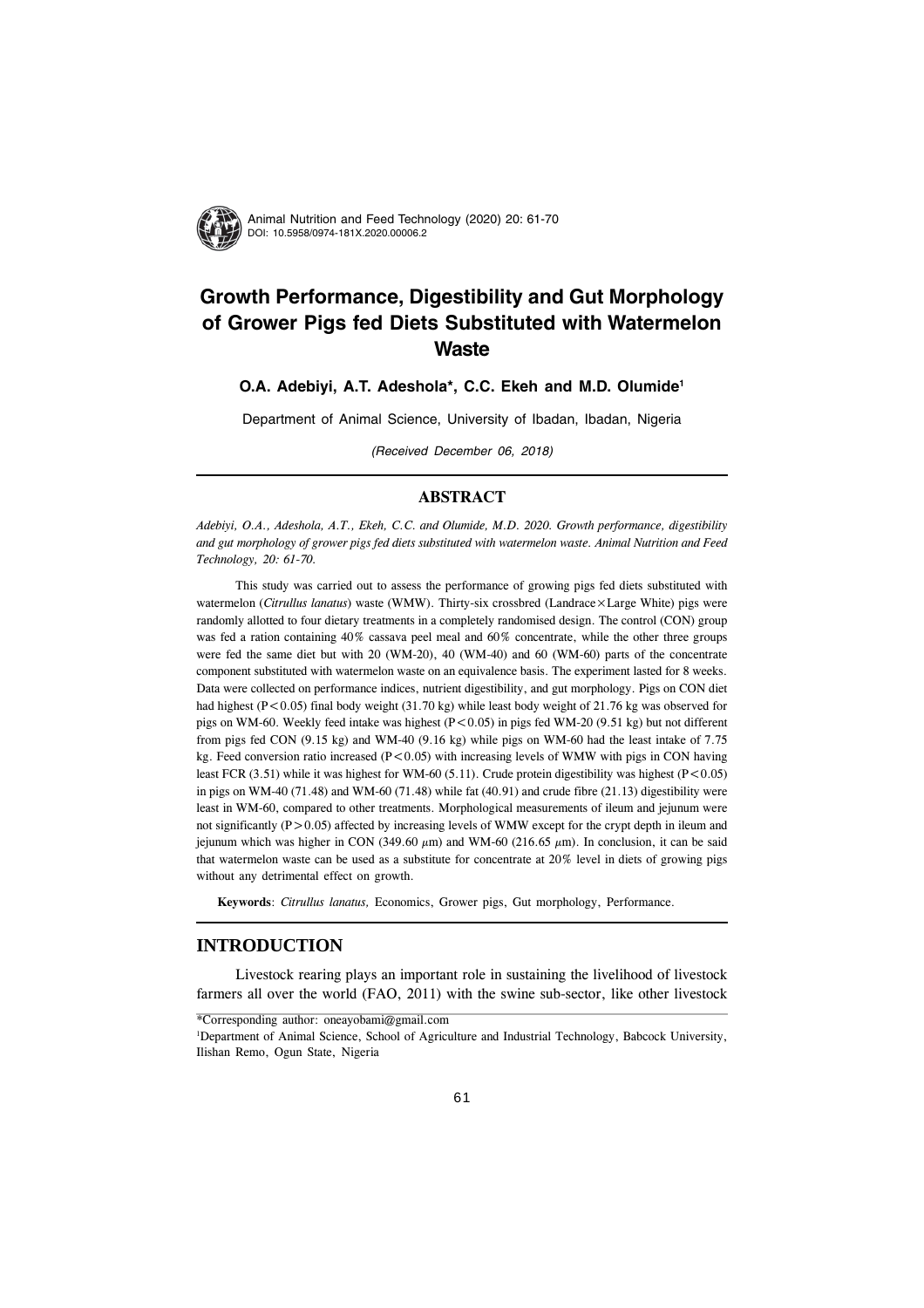Animal Nutrition and Feed Technology (2020) 20: 61-70
DOI: 10.5958/0974-181X.2020.00006.2

# Growth Performance, Digestibility and Gut Morphology of Grower Pigs fed Diets Substituted with Watermelon Waste

**O.A. Adebiyi, A.T. Adeshola*, C.C. Ekeh and M.D. Olumide[1]**

Department of Animal Science, University of Ibadan, Ibadan, Nigeria

*(Received December 06, 2018)*

## ABSTRACT

*Adebiyi, O.A., Adeshola, A.T., Ekeh, C.C. and Olumide, M.D. 2020. Growth performance, digestibility and gut morphology of grower pigs fed diets substituted with watermelon waste. Animal Nutrition and Feed Technology, 20: 61-70.*

This study was carried out to assess the performance of growing pigs fed diets substituted with watermelon (*Citrullus lanatus*) waste (WMW). Thirty-six crossbred (Landrace×Large White) pigs were randomly allotted to four dietary treatments in a completely randomised design. The control (CON) group was fed a ration containing 40% cassava peel meal and 60% concentrate, while the other three groups were fed the same diet but with 20 (WM-20), 40 (WM-40) and 60 (WM-60) parts of the concentrate component substituted with watermelon waste on an equivalence basis. The experiment lasted for 8 weeks. Data were collected on performance indices, nutrient digestibility, and gut morphology. Pigs on CON diet had highest ($P<0.05$) final body weight (31.70 kg) while least body weight of 21.76 kg was observed for pigs on WM-60. Weekly feed intake was highest ($P<0.05$) in pigs fed WM-20 (9.51 kg) but not different from pigs fed CON (9.15 kg) and WM-40 (9.16 kg) while pigs on WM-60 had the least intake of 7.75 kg. Feed conversion ratio increased ($P<0.05$) with increasing levels of WMW with pigs in CON having least FCR (3.51) while it was highest for WM-60 (5.11). Crude protein digestibility was highest ($P<0.05$) in pigs on WM-40 (71.48) and WM-60 (71.48) while fat (40.91) and crude fibre (21.13) digestibility were least in WM-60, compared to other treatments. Morphological measurements of ileum and jejunum were not significantly ($P>0.05$) affected by increasing levels of WMW except for the crypt depth in ileum and jejunum which was higher in CON (349.60 $\mu$m) and WM-60 (216.65 $\mu$m). In conclusion, it can be said that watermelon waste can be used as a substitute for concentrate at 20% level in diets of growing pigs without any detrimental effect on growth.

**Keywords**: *Citrullus lanatus,* Economics, Grower pigs, Gut morphology, Performance.

## INTRODUCTION

Livestock rearing plays an important role in sustaining the livelihood of livestock farmers all over the world (FAO, 2011) with the swine sub-sector, like other livestock

*Corresponding author: oneayobami@gmail.com

[1]Department of Animal Science, School of Agriculture and Industrial Technology, Babcock University, Ilishan Remo, Ogun State, Nigeria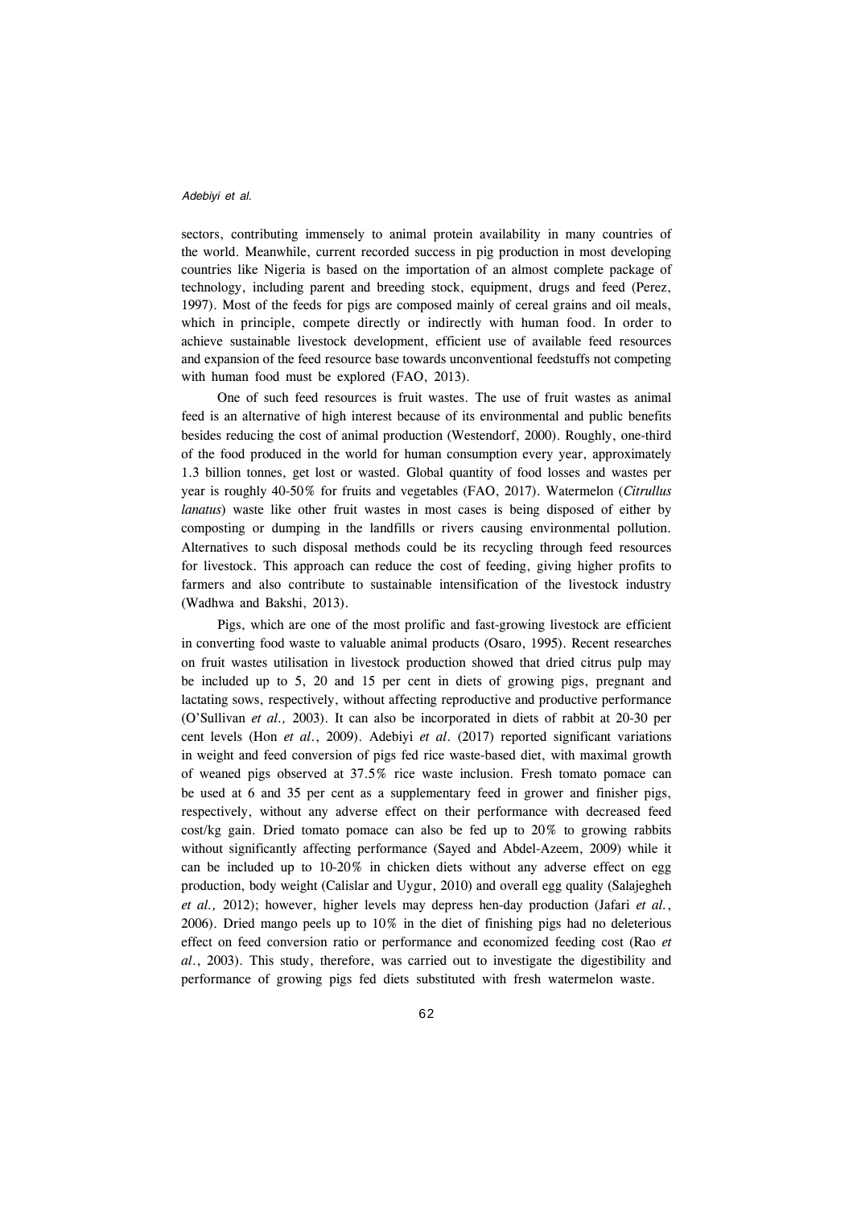sectors, contributing immensely to animal protein availability in many countries of the world. Meanwhile, current recorded success in pig production in most developing countries like Nigeria is based on the importation of an almost complete package of technology, including parent and breeding stock, equipment, drugs and feed (Perez, 1997). Most of the feeds for pigs are composed mainly of cereal grains and oil meals, which in principle, compete directly or indirectly with human food. In order to achieve sustainable livestock development, efficient use of available feed resources and expansion of the feed resource base towards unconventional feedstuffs not competing with human food must be explored (FAO, 2013).

One of such feed resources is fruit wastes. The use of fruit wastes as animal feed is an alternative of high interest because of its environmental and public benefits besides reducing the cost of animal production (Westendorf, 2000). Roughly, one-third of the food produced in the world for human consumption every year, approximately 1.3 billion tonnes, get lost or wasted. Global quantity of food losses and wastes per year is roughly 40-50% for fruits and vegetables (FAO, 2017). Watermelon (*Citrullus lanatus*) waste like other fruit wastes in most cases is being disposed of either by composting or dumping in the landfills or rivers causing environmental pollution. Alternatives to such disposal methods could be its recycling through feed resources for livestock. This approach can reduce the cost of feeding, giving higher profits to farmers and also contribute to sustainable intensification of the livestock industry (Wadhwa and Bakshi, 2013).

Pigs, which are one of the most prolific and fast-growing livestock are efficient in converting food waste to valuable animal products (Osaro, 1995). Recent researches on fruit wastes utilisation in livestock production showed that dried citrus pulp may be included up to 5, 20 and 15 per cent in diets of growing pigs, pregnant and lactating sows, respectively, without affecting reproductive and productive performance (O'Sullivan *et al.,* 2003). It can also be incorporated in diets of rabbit at 20-30 per cent levels (Hon *et al*., 2009). Adebiyi *et al*. (2017) reported significant variations in weight and feed conversion of pigs fed rice waste-based diet, with maximal growth of weaned pigs observed at 37.5% rice waste inclusion. Fresh tomato pomace can be used at 6 and 35 per cent as a supplementary feed in grower and finisher pigs, respectively, without any adverse effect on their performance with decreased feed cost/kg gain. Dried tomato pomace can also be fed up to 20% to growing rabbits without significantly affecting performance (Sayed and Abdel-Azeem, 2009) while it can be included up to 10-20% in chicken diets without any adverse effect on egg production, body weight (Calislar and Uygur, 2010) and overall egg quality (Salajegheh *et al.,* 2012); however, higher levels may depress hen-day production (Jafari *et al.*, 2006). Dried mango peels up to 10% in the diet of finishing pigs had no deleterious effect on feed conversion ratio or performance and economized feeding cost (Rao *et al*., 2003). This study, therefore, was carried out to investigate the digestibility and performance of growing pigs fed diets substituted with fresh watermelon waste.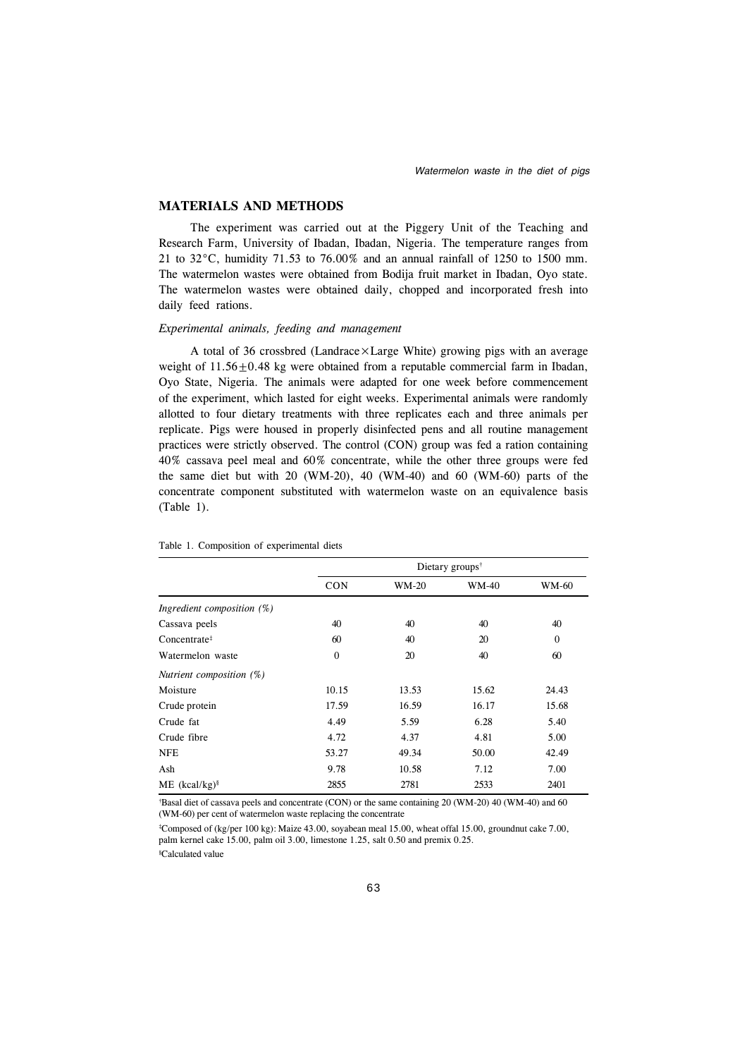## MATERIALS AND METHODS

The experiment was carried out at the Piggery Unit of the Teaching and Research Farm, University of Ibadan, Ibadan, Nigeria. The temperature ranges from 21 to 32°C, humidity 71.53 to 76.00% and an annual rainfall of 1250 to 1500 mm. The watermelon wastes were obtained from Bodija fruit market in Ibadan, Oyo state. The watermelon wastes were obtained daily, chopped and incorporated fresh into daily feed rations.

### *Experimental animals, feeding and management*

A total of 36 crossbred (Landrace × Large White) growing pigs with an average weight of $11.56 \pm 0.48$ kg were obtained from a reputable commercial farm in Ibadan, Oyo State, Nigeria. The animals were adapted for one week before commencement of the experiment, which lasted for eight weeks. Experimental animals were randomly allotted to four dietary treatments with three replicates each and three animals per replicate. Pigs were housed in properly disinfected pens and all routine management practices were strictly observed. The control (CON) group was fed a ration containing 40% cassava peel meal and 60% concentrate, while the other three groups were fed the same diet but with 20 (WM-20), 40 (WM-40) and 60 (WM-60) parts of the concentrate component substituted with watermelon waste on an equivalence basis (Table 1).

Table 1. Composition of experimental diets

| | Dietary groups[†] | | | |
|---|---|---|---|---|
| | CON | WM-20 | WM-40 | WM-60 |
| *Ingredient composition (%)* | | | | |
| Cassava peels | 40 | 40 | 40 | 40 |
| Concentrate[‡] | 60 | 40 | 20 | 0 |
| Watermelon waste | 0 | 20 | 40 | 60 |
| *Nutrient composition (%)* | | | | |
| Moisture | 10.15 | 13.53 | 15.62 | 24.43 |
| Crude protein | 17.59 | 16.59 | 16.17 | 15.68 |
| Crude fat | 4.49 | 5.59 | 6.28 | 5.40 |
| Crude fibre | 4.72 | 4.37 | 4.81 | 5.00 |
| NFE | 53.27 | 49.34 | 50.00 | 42.49 |
| Ash | 9.78 | 10.58 | 7.12 | 7.00 |
| ME (kcal/kg)[§] | 2855 | 2781 | 2533 | 2401 |

[†]Basal diet of cassava peels and concentrate (CON) or the same containing 20 (WM-20) 40 (WM-40) and 60 (WM-60) per cent of watermelon waste replacing the concentrate

[‡]Composed of (kg/per 100 kg): Maize 43.00, soyabean meal 15.00, wheat offal 15.00, groundnut cake 7.00, palm kernel cake 15.00, palm oil 3.00, limestone 1.25, salt 0.50 and premix 0.25.

[§]Calculated value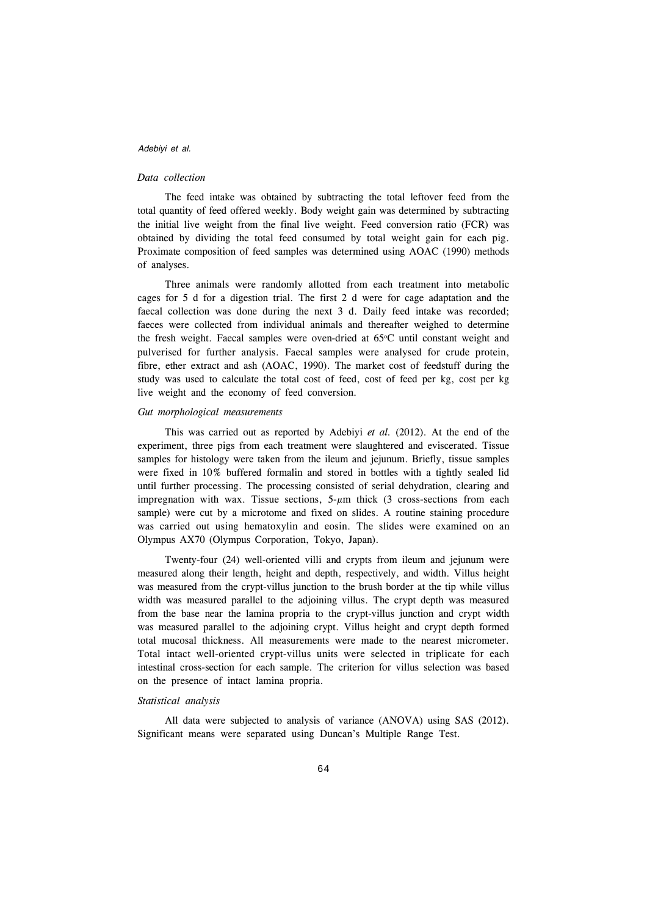### *Data collection*

The feed intake was obtained by subtracting the total leftover feed from the total quantity of feed offered weekly. Body weight gain was determined by subtracting the initial live weight from the final live weight. Feed conversion ratio (FCR) was obtained by dividing the total feed consumed by total weight gain for each pig. Proximate composition of feed samples was determined using AOAC (1990) methods of analyses.

Three animals were randomly allotted from each treatment into metabolic cages for 5 d for a digestion trial. The first 2 d were for cage adaptation and the faecal collection was done during the next 3 d. Daily feed intake was recorded; faeces were collected from individual animals and thereafter weighed to determine the fresh weight. Faecal samples were oven-dried at 65°C until constant weight and pulverised for further analysis. Faecal samples were analysed for crude protein, fibre, ether extract and ash (AOAC, 1990). The market cost of feedstuff during the study was used to calculate the total cost of feed, cost of feed per kg, cost per kg live weight and the economy of feed conversion.

### *Gut morphological measurements*

This was carried out as reported by Adebiyi *et al.* (2012). At the end of the experiment, three pigs from each treatment were slaughtered and eviscerated. Tissue samples for histology were taken from the ileum and jejunum. Briefly, tissue samples were fixed in 10% buffered formalin and stored in bottles with a tightly sealed lid until further processing. The processing consisted of serial dehydration, clearing and impregnation with wax. Tissue sections, 5-$\mu$m thick (3 cross-sections from each sample) were cut by a microtome and fixed on slides. A routine staining procedure was carried out using hematoxylin and eosin. The slides were examined on an Olympus AX70 (Olympus Corporation, Tokyo, Japan).

Twenty-four (24) well-oriented villi and crypts from ileum and jejunum were measured along their length, height and depth, respectively, and width. Villus height was measured from the crypt-villus junction to the brush border at the tip while villus width was measured parallel to the adjoining villus. The crypt depth was measured from the base near the lamina propria to the crypt-villus junction and crypt width was measured parallel to the adjoining crypt. Villus height and crypt depth formed total mucosal thickness. All measurements were made to the nearest micrometer. Total intact well-oriented crypt-villus units were selected in triplicate for each intestinal cross-section for each sample. The criterion for villus selection was based on the presence of intact lamina propria.

### *Statistical analysis*

All data were subjected to analysis of variance (ANOVA) using SAS (2012). Significant means were separated using Duncan's Multiple Range Test.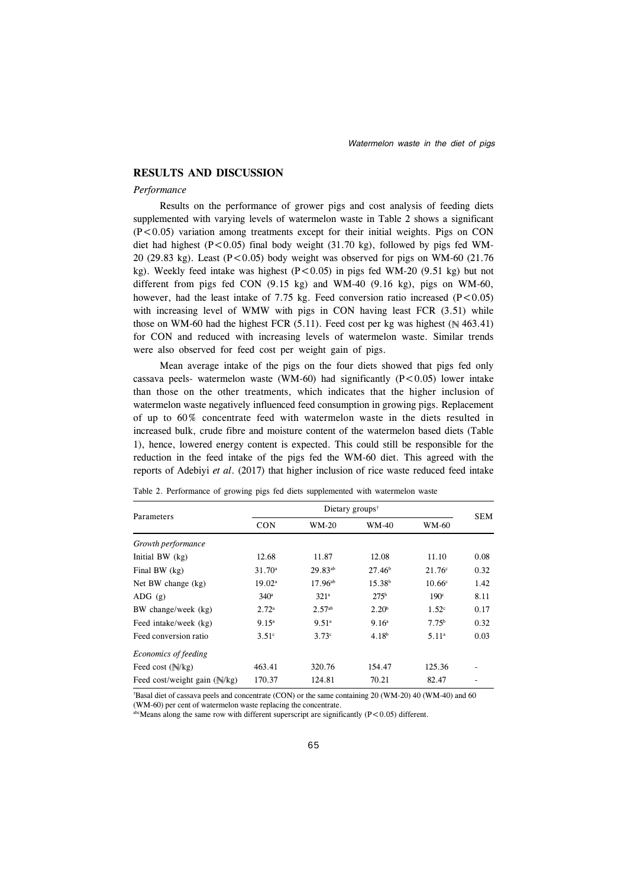## RESULTS AND DISCUSSION

*Performance*

Results on the performance of grower pigs and cost analysis of feeding diets supplemented with varying levels of watermelon waste in Table 2 shows a significant ($P<0.05$) variation among treatments except for their initial weights. Pigs on CON diet had highest ($P<0.05$) final body weight (31.70 kg), followed by pigs fed WM-20 (29.83 kg). Least ($P<0.05$) body weight was observed for pigs on WM-60 (21.76 kg). Weekly feed intake was highest ($P<0.05$) in pigs fed WM-20 (9.51 kg) but not different from pigs fed CON (9.15 kg) and WM-40 (9.16 kg), pigs on WM-60, however, had the least intake of 7.75 kg. Feed conversion ratio increased ($P<0.05$) with increasing level of WMW with pigs in CON having least FCR (3.51) while those on WM-60 had the highest FCR (5.11). Feed cost per kg was highest (₦ 463.41) for CON and reduced with increasing levels of watermelon waste. Similar trends were also observed for feed cost per weight gain of pigs.

Mean average intake of the pigs on the four diets showed that pigs fed only cassava peels- watermelon waste (WM-60) had significantly ($P<0.05$) lower intake than those on the other treatments, which indicates that the higher inclusion of watermelon waste negatively influenced feed consumption in growing pigs. Replacement of up to 60% concentrate feed with watermelon waste in the diets resulted in increased bulk, crude fibre and moisture content of the watermelon based diets (Table 1), hence, lowered energy content is expected. This could still be responsible for the reduction in the feed intake of the pigs fed the WM-60 diet. This agreed with the reports of Adebiyi *et al*. (2017) that higher inclusion of rice waste reduced feed intake

Table 2. Performance of growing pigs fed diets supplemented with watermelon waste

| Parameters | Dietary groups[†] | | | | SEM |
|---|---|---|---|---|---|
| | CON | WM-20 | WM-40 | WM-60 | |
| *Growth performance* | | | | | |
| Initial BW (kg) | 12.68 | 11.87 | 12.08 | 11.10 | 0.08 |
| Final BW (kg) | 31.70[a] | 29.83[ab] | 27.46[b] | 21.76[c] | 0.32 |
| Net BW change (kg) | 19.02[a] | 17.96[ab] | 15.38[b] | 10.66[c] | 1.42 |
| ADG (g) | 340[a] | 321[a] | 275[b] | 190[c] | 8.11 |
| BW change/week (kg) | 2.72[a] | 2.57[ab] | 2.20[b] | 1.52[c] | 0.17 |
| Feed intake/week (kg) | 9.15[a] | 9.51[a] | 9.16[a] | 7.75[b] | 0.32 |
| Feed conversion ratio | 3.51[c] | 3.73[c] | 4.18[b] | 5.11[a] | 0.03 |
| *Economics of feeding* | | | | | |
| Feed cost (₦/kg) | 463.41 | 320.76 | 154.47 | 125.36 | - |
| Feed cost/weight gain (₦/kg) | 170.37 | 124.81 | 70.21 | 82.47 | - |

[†]Basal diet of cassava peels and concentrate (CON) or the same containing 20 (WM-20) 40 (WM-40) and 60 (WM-60) per cent of watermelon waste replacing the concentrate.
[abc]Means along the same row with different superscript are significantly ($P<0.05$) different.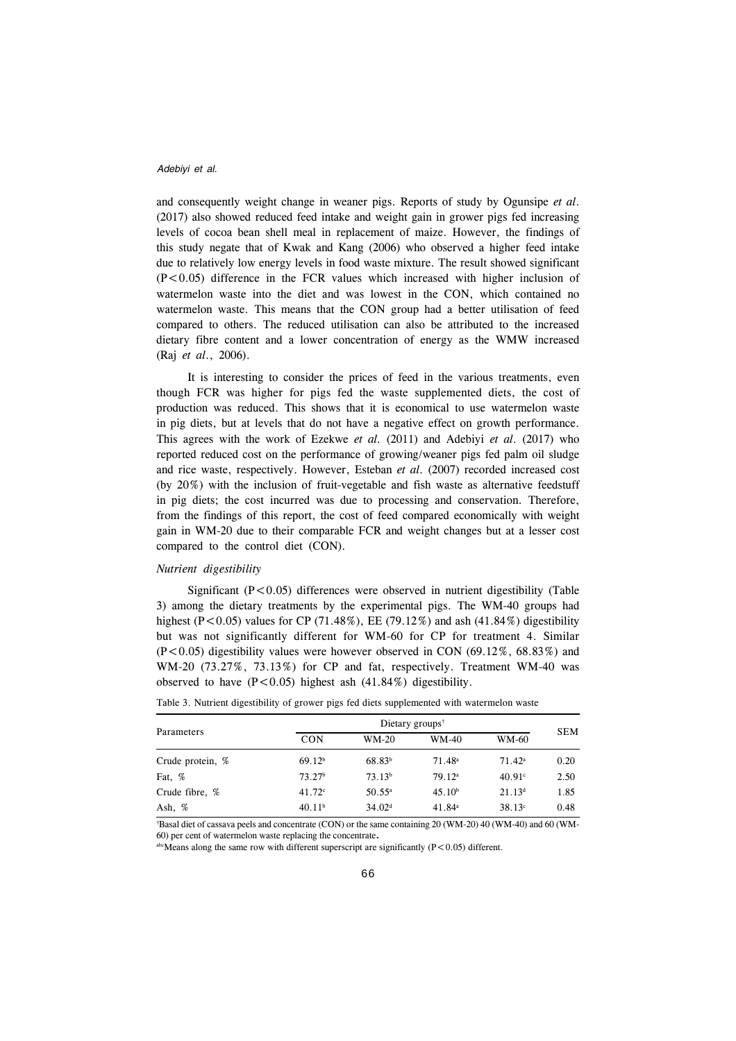and consequently weight change in weaner pigs. Reports of study by Ogunsipe *et al*. (2017) also showed reduced feed intake and weight gain in grower pigs fed increasing levels of cocoa bean shell meal in replacement of maize. However, the findings of this study negate that of Kwak and Kang (2006) who observed a higher feed intake due to relatively low energy levels in food waste mixture. The result showed significant ($P<0.05$) difference in the FCR values which increased with higher inclusion of watermelon waste into the diet and was lowest in the CON, which contained no watermelon waste. This means that the CON group had a better utilisation of feed compared to others. The reduced utilisation can also be attributed to the increased dietary fibre content and a lower concentration of energy as the WMW increased (Raj *et al*., 2006).

It is interesting to consider the prices of feed in the various treatments, even though FCR was higher for pigs fed the waste supplemented diets, the cost of production was reduced. This shows that it is economical to use watermelon waste in pig diets, but at levels that do not have a negative effect on growth performance. This agrees with the work of Ezekwe *et al*. (2011) and Adebiyi *et al*. (2017) who reported reduced cost on the performance of growing/weaner pigs fed palm oil sludge and rice waste, respectively. However, Esteban *et al*. (2007) recorded increased cost (by 20%) with the inclusion of fruit-vegetable and fish waste as alternative feedstuff in pig diets; the cost incurred was due to processing and conservation. Therefore, from the findings of this report, the cost of feed compared economically with weight gain in WM-20 due to their comparable FCR and weight changes but at a lesser cost compared to the control diet (CON).

*Nutrient digestibility*

Significant ($P<0.05$) differences were observed in nutrient digestibility (Table 3) among the dietary treatments by the experimental pigs. The WM-40 groups had highest ($P<0.05$) values for CP (71.48%), EE (79.12%) and ash (41.84%) digestibility but was not significantly different for WM-60 for CP for treatment 4. Similar ($P<0.05$) digestibility values were however observed in CON (69.12%, 68.83%) and WM-20 (73.27%, 73.13%) for CP and fat, respectively. Treatment WM-40 was observed to have ($P<0.05$) highest ash (41.84%) digestibility.

Table 3. Nutrient digestibility of grower pigs fed diets supplemented with watermelon waste

| Parameters | Dietary groups[†] | | | | SEM |
|---|---|---|---|---|---|
| | CON | WM-20 | WM-40 | WM-60 | |
| Crude protein, % | 69.12[b] | 68.83[b] | 71.48[a] | 71.42[a] | 0.20 |
| Fat, % | 73.27[b] | 73.13[b] | 79.12[a] | 40.91[c] | 2.50 |
| Crude fibre, % | 41.72[c] | 50.55[a] | 45.10[b] | 21.13[d] | 1.85 |
| Ash, % | 40.11[b] | 34.02[d] | 41.84[a] | 38.13[c] | 0.48 |

[†]Basal diet of cassava peels and concentrate (CON) or the same containing 20 (WM-20) 40 (WM-40) and 60 (WM-60) per cent of watermelon waste replacing the concentrate**.**

[abc]Means along the same row with different superscript are significantly ($P<0.05$) different.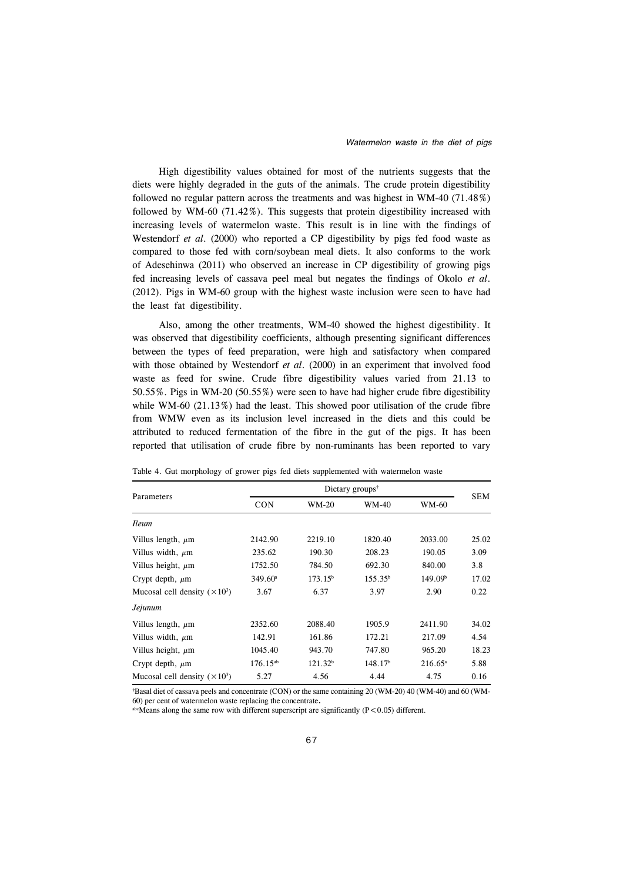High digestibility values obtained for most of the nutrients suggests that the diets were highly degraded in the guts of the animals. The crude protein digestibility followed no regular pattern across the treatments and was highest in WM-40 (71.48%) followed by WM-60 (71.42%). This suggests that protein digestibility increased with increasing levels of watermelon waste. This result is in line with the findings of Westendorf *et al*. (2000) who reported a CP digestibility by pigs fed food waste as compared to those fed with corn/soybean meal diets. It also conforms to the work of Adesehinwa (2011) who observed an increase in CP digestibility of growing pigs fed increasing levels of cassava peel meal but negates the findings of Okolo *et al*. (2012). Pigs in WM-60 group with the highest waste inclusion were seen to have had the least fat digestibility.

Also, among the other treatments, WM-40 showed the highest digestibility. It was observed that digestibility coefficients, although presenting significant differences between the types of feed preparation, were high and satisfactory when compared with those obtained by Westendorf *et al*. (2000) in an experiment that involved food waste as feed for swine. Crude fibre digestibility values varied from 21.13 to 50.55%. Pigs in WM-20 (50.55%) were seen to have had higher crude fibre digestibility while WM-60 (21.13%) had the least. This showed poor utilisation of the crude fibre from WMW even as its inclusion level increased in the diets and this could be attributed to reduced fermentation of the fibre in the gut of the pigs. It has been reported that utilisation of crude fibre by non-ruminants has been reported to vary

Table 4. Gut morphology of grower pigs fed diets supplemented with watermelon waste

| Parameters | Dietary groups[†] | | | | SEM |
|---|---|---|---|---|---|
| | CON | WM-20 | WM-40 | WM-60 | |
| *Ileum* | | | | | |
| Villus length, $\mu$m | 2142.90 | 2219.10 | 1820.40 | 2033.00 | 25.02 |
| Villus width, $\mu$m | 235.62 | 190.30 | 208.23 | 190.05 | 3.09 |
| Villus height, $\mu$m | 1752.50 | 784.50 | 692.30 | 840.00 | 3.8 |
| Crypt depth, $\mu$m | 349.60[a] | 173.15[b] | 155.35[b] | 149.09[b] | 17.02 |
| Mucosal cell density ($\times 10^3$) | 3.67 | 6.37 | 3.97 | 2.90 | 0.22 |
| *Jejunum* | | | | | |
| Villus length, $\mu$m | 2352.60 | 2088.40 | 1905.9 | 2411.90 | 34.02 |
| Villus width, $\mu$m | 142.91 | 161.86 | 172.21 | 217.09 | 4.54 |
| Villus height, $\mu$m | 1045.40 | 943.70 | 747.80 | 965.20 | 18.23 |
| Crypt depth, $\mu$m | 176.15[ab] | 121.32[b] | 148.17[b] | 216.65[a] | 5.88 |
| Mucosal cell density ($\times 10^3$) | 5.27 | 4.56 | 4.44 | 4.75 | 0.16 |

[†]Basal diet of cassava peels and concentrate (CON) or the same containing 20 (WM-20) 40 (WM-40) and 60 (WM-60) per cent of watermelon waste replacing the concentrate.

[abc]Means along the same row with different superscript are significantly ($P < 0.05$) different.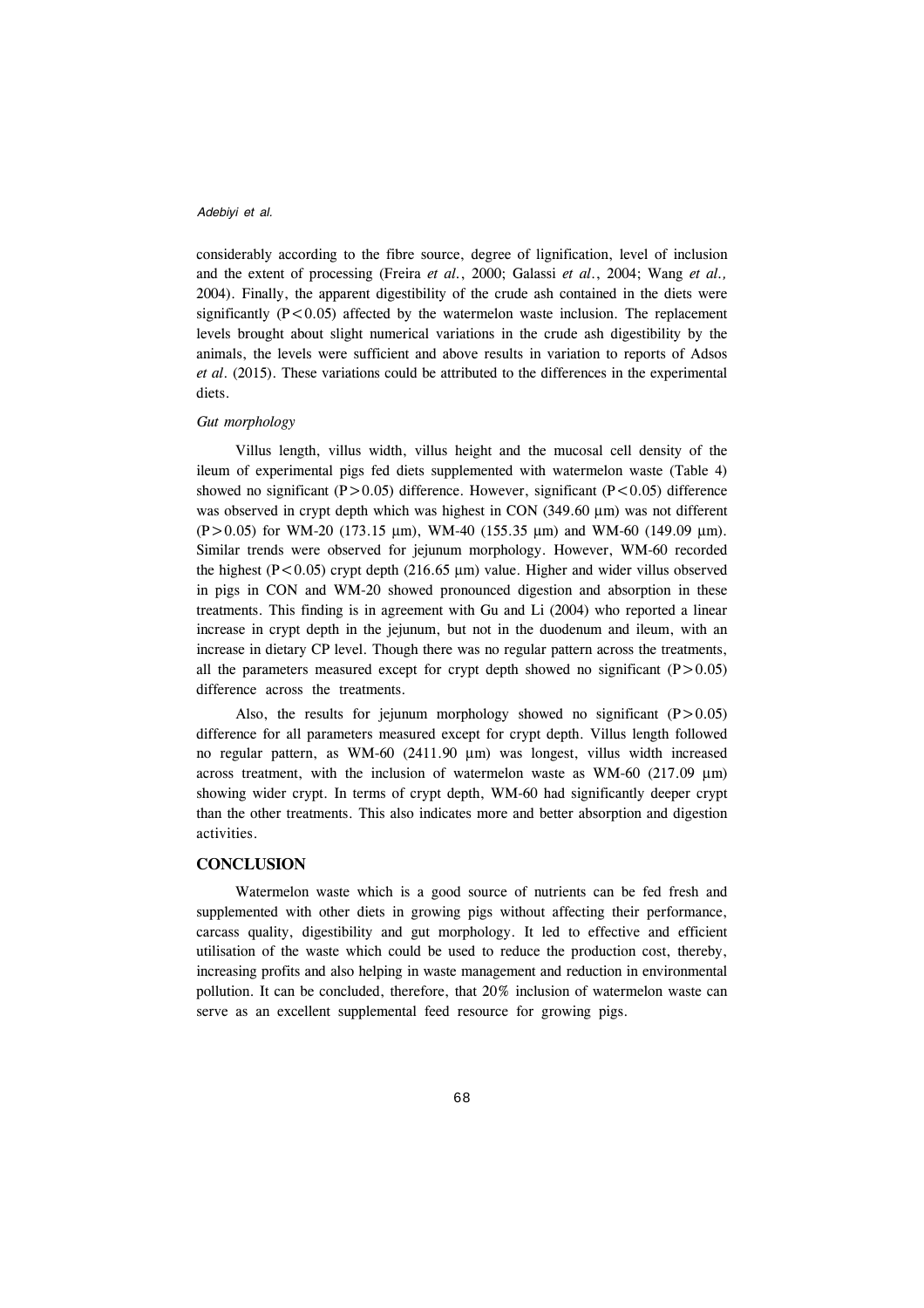considerably according to the fibre source, degree of lignification, level of inclusion and the extent of processing (Freira *et al.*, 2000; Galassi *et al.*, 2004; Wang *et al.,* 2004). Finally, the apparent digestibility of the crude ash contained in the diets were significantly ($P<0.05$) affected by the watermelon waste inclusion. The replacement levels brought about slight numerical variations in the crude ash digestibility by the animals, the levels were sufficient and above results in variation to reports of Adsos *et al*. (2015). These variations could be attributed to the differences in the experimental diets.

*Gut morphology*

Villus length, villus width, villus height and the mucosal cell density of the ileum of experimental pigs fed diets supplemented with watermelon waste (Table 4) showed no significant ($P>0.05$) difference. However, significant ($P<0.05$) difference was observed in crypt depth which was highest in CON (349.60 μm) was not different ($P>0.05$) for WM-20 (173.15 μm), WM-40 (155.35 μm) and WM-60 (149.09 μm). Similar trends were observed for jejunum morphology. However, WM-60 recorded the highest ($P<0.05$) crypt depth (216.65 μm) value. Higher and wider villus observed in pigs in CON and WM-20 showed pronounced digestion and absorption in these treatments. This finding is in agreement with Gu and Li (2004) who reported a linear increase in crypt depth in the jejunum, but not in the duodenum and ileum, with an increase in dietary CP level. Though there was no regular pattern across the treatments, all the parameters measured except for crypt depth showed no significant ($P>0.05$) difference across the treatments.

Also, the results for jejunum morphology showed no significant ($P>0.05$) difference for all parameters measured except for crypt depth. Villus length followed no regular pattern, as WM-60 (2411.90 μm) was longest, villus width increased across treatment, with the inclusion of watermelon waste as WM-60 (217.09 μm) showing wider crypt. In terms of crypt depth, WM-60 had significantly deeper crypt than the other treatments. This also indicates more and better absorption and digestion activities.

## CONCLUSION

Watermelon waste which is a good source of nutrients can be fed fresh and supplemented with other diets in growing pigs without affecting their performance, carcass quality, digestibility and gut morphology. It led to effective and efficient utilisation of the waste which could be used to reduce the production cost, thereby, increasing profits and also helping in waste management and reduction in environmental pollution. It can be concluded, therefore, that 20% inclusion of watermelon waste can serve as an excellent supplemental feed resource for growing pigs.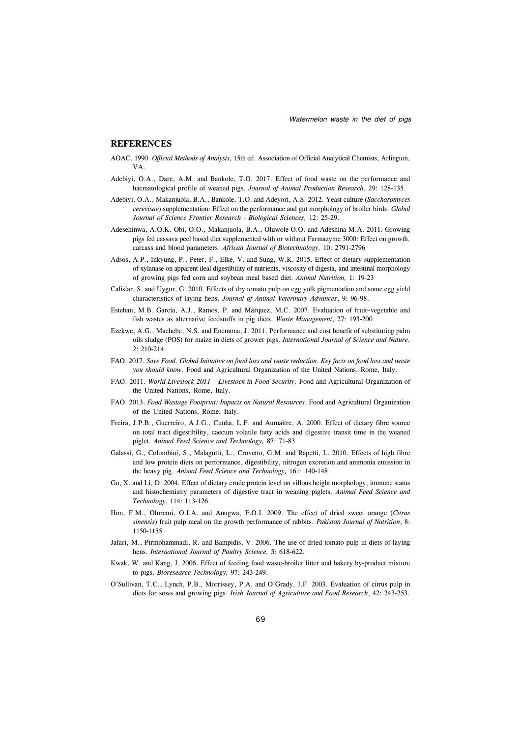## REFERENCES

AOAC. 1990. *Official Methods of Analysis,* 15th ed. Association of Official Analytical Chemists, Arlington, VA.

Adebiyi, O.A., Dare, A.M. and Bankole, T.O. 2017. Effect of food waste on the performance and haematological profile of weaned pigs. *Journal of Animal Production Research*, 29: 128-135.

Adebiyi, O.A., Makanjuola, B.A., Bankole, T.O. and Adeyori, A.S. 2012. Yeast culture (*Saccharomyces cerevisae*) supplementation: Effect on the performance and gut morphology of broiler birds. *Global Journal of Science Frontier Research - Biological Sciences,* 12: 25-29.

Adesehinwa, A.O.K. Obi, O.O., Makanjuola, B.A., Oluwole O.O. and Adeshina M.A. 2011. Growing pigs fed cassava peel based diet supplemented with or without Farmazyme 3000: Effect on growth, carcass and blood parameters. *African Journal of Biotechnology,* 10: 2791-2796

Adsos, A.P., Inkyung, P., Peter, F., Elke, V. and Sung, W.K. 2015. Effect of dietary supplementation of xylanase on apparent ileal digestibility of nutrients, viscosity of digesta, and intestinal morphology of growing pigs fed corn and soybean meal based diet. *Animal Nutrition,* 1: 19-23

Calislar, S. and Uygur, G. 2010. Effects of dry tomato pulp on egg yolk pigmentation and some egg yield characteristics of laying hens. *Journal of Animal Veterinary Advances*, 9: 96-98.

Esteban, M.B. García, A.J., Ramos, P. and Márquez, M.C. 2007. Evaluation of fruit–vegetable and fish wastes as alternative feedstuffs in pig diets. *Waste Management*, 27: 193-200

Ezekwe, A.G., Machebe, N.S. and Enemona, J. 2011. Performance and cost benefit of substituting palm oils sludge (POS) for maize in diets of grower pigs. *International Journal of Science and Nature*, 2: 210-214.

FAO. 2017. *Save Food. Global Initiative on food loss and waste reduction. Key facts on food loss and waste you should know.* Food and Agricultural Organization of the United Nations, Rome, Italy.

FAO. 2011. *World Livestock 2011 – Livestock in Food Security.* Food and Agricultural Organization of the United Nations, Rome, Italy.

FAO. 2013. *Food Wastage Footprint: Impacts on Natural Resources*. Food and Agricultural Organization of the United Nations, Rome, Italy.

Freira, J.P.B., Guerreiro, A.J.G., Cunha, L.F. and Aumaitre, A. 2000. Effect of dietary fibre source on total tract digestibility, caecum volatile fatty acids and digestive transit time in the weaned piglet. *Animal Feed Science and Technology,* 87: 71-83

Galassi, G., Colombini, S., Malagutti, L., Crovetto, G.M. and Rapetti, L. 2010. Effects of high fibre and low protein diets on performance, digestibility, nitrogen excretion and ammonia emission in the heavy pig. *Animal Feed Science and Technology,* 161: 140-148

Gu, X. and Li, D. 2004. Effect of dietary crude protein level on villous height morphology, immune status and histochemistry parameters of digestive tract in weaning piglets. *Animal Feed Science and Technology*, 114: 113-126.

Hon, F.M., Oluremi, O.I.A. and Anugwa, F.O.I. 2009. The effect of dried sweet orange (*Citrus sinensis*) fruit pulp meal on the growth performance of rabbits. *Pakistan Journal of Nutrition*, 8: 1150-1155.

Jafari, M., Pirmohammadi, R. and Bampidis, V. 2006. The use of dried tomato pulp in diets of laying hens. *International Journal of Poultry Science,* 5: 618-622.

Kwak, W. and Kang, J. 2006. Effect of feeding food waste-broiler litter and bakery by-product mixture to pigs. *Bioresearce Technology,* 97: 243-249.

O'Sullivan, T.C., Lynch, P.B., Morrissey, P.A. and O'Grady, J.F. 2003. Evaluation of citrus pulp in diets for sows and growing pigs. *Irish Journal of Agriculture and Food Research*, 42: 243-253.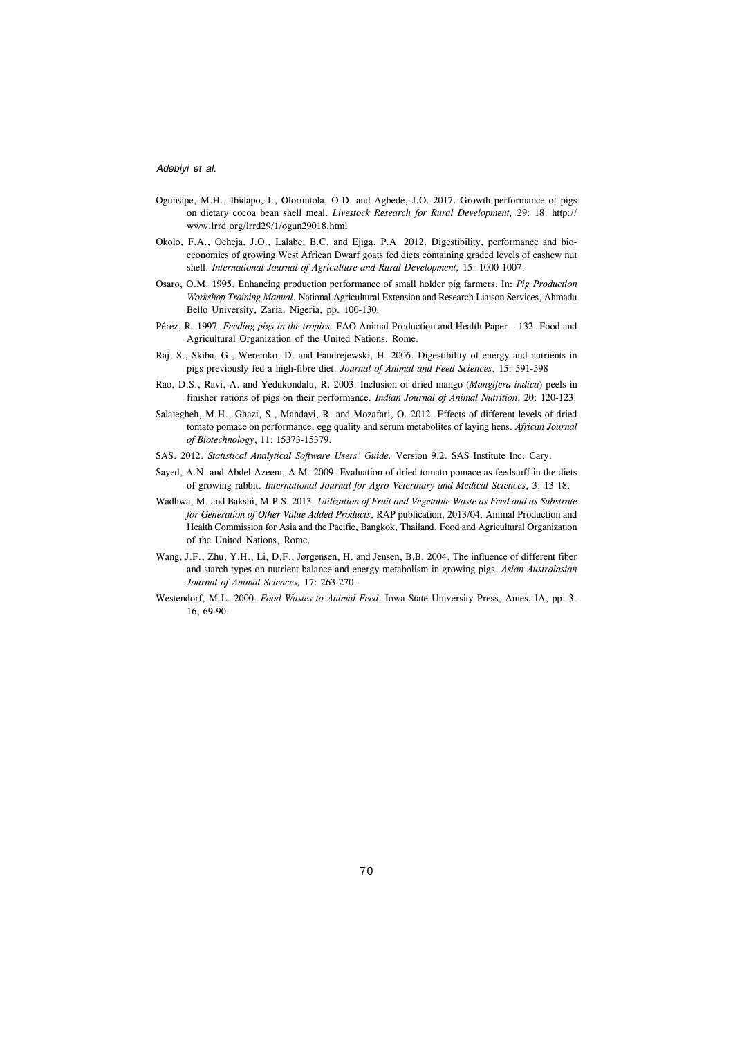Ogunsipe, M.H., Ibidapo, I., Oloruntola, O.D. and Agbede, J.O. 2017. Growth performance of pigs on dietary cocoa bean shell meal. *Livestock Research for Rural Development,* 29: 18. http://www.lrrd.org/lrrd29/1/ogun29018.html

Okolo, F.A., Ocheja, J.O., Lalabe, B.C. and Ejiga, P.A. 2012. Digestibility, performance and bio-economics of growing West African Dwarf goats fed diets containing graded levels of cashew nut shell. *International Journal of Agriculture and Rural Development,* 15: 1000-1007.

Osaro, O.M. 1995. Enhancing production performance of small holder pig farmers. In: *Pig Production Workshop Training Manual*. National Agricultural Extension and Research Liaison Services, Ahmadu Bello University, Zaria, Nigeria, pp. 100-130.

Pérez, R. 1997. *Feeding pigs in the tropics*. FAO Animal Production and Health Paper – 132. Food and Agricultural Organization of the United Nations, Rome.

Raj, S., Skiba, G., Weremko, D. and Fandrejewski, H. 2006. Digestibility of energy and nutrients in pigs previously fed a high-fibre diet. *Journal of Animal and Feed Sciences*, 15: 591-598

Rao, D.S., Ravi, A. and Yedukondalu, R. 2003. Inclusion of dried mango (*Mangifera indica*) peels in finisher rations of pigs on their performance. *Indian Journal of Animal Nutrition*, 20: 120-123.

Salajegheh, M.H., Ghazi, S., Mahdavi, R. and Mozafari, O. 2012. Effects of different levels of dried tomato pomace on performance, egg quality and serum metabolites of laying hens. *African Journal of Biotechnology*, 11: 15373-15379.

SAS. 2012. *Statistical Analytical Software Users' Guide*. Version 9.2. SAS Institute Inc. Cary.

Sayed, A.N. and Abdel-Azeem, A.M. 2009. Evaluation of dried tomato pomace as feedstuff in the diets of growing rabbit. *International Journal for Agro Veterinary and Medical Sciences*, 3: 13-18.

Wadhwa, M. and Bakshi, M.P.S. 2013. *Utilization of Fruit and Vegetable Waste as Feed and as Substrate for Generation of Other Value Added Products*. RAP publication, 2013/04. Animal Production and Health Commission for Asia and the Pacific, Bangkok, Thailand. Food and Agricultural Organization of the United Nations, Rome.

Wang, J.F., Zhu, Y.H., Li, D.F., Jørgensen, H. and Jensen, B.B. 2004. The influence of different fiber and starch types on nutrient balance and energy metabolism in growing pigs. *Asian-Australasian Journal of Animal Sciences,* 17: 263-270.

Westendorf, M.L. 2000. *Food Wastes to Animal Feed*. Iowa State University Press, Ames, IA, pp. 3-16, 69-90.